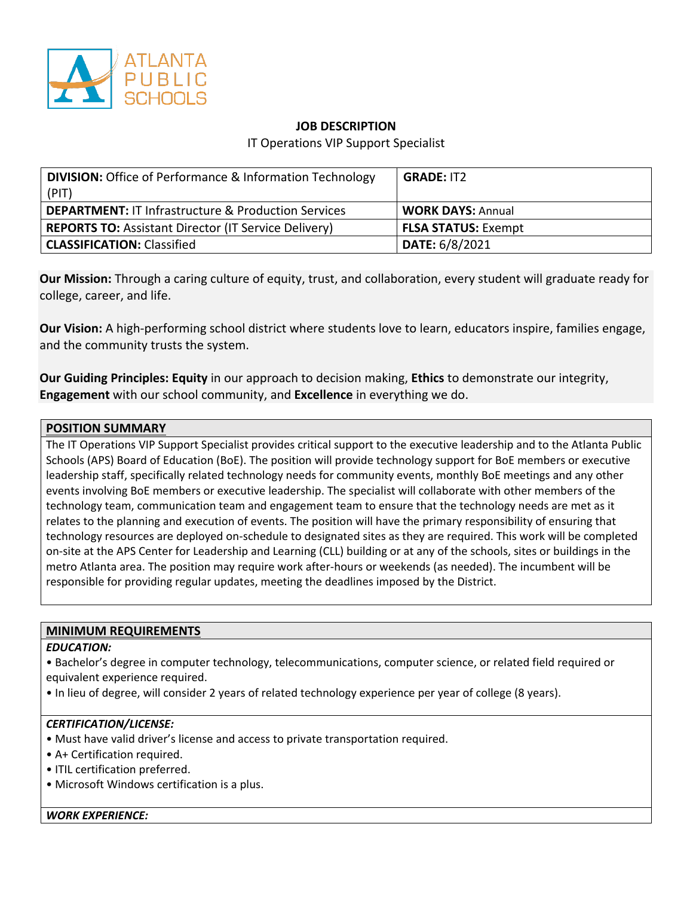ATLANTA PUBLIC SCHOOLS

## JOB DESCRIPTION

IT Operations VIP Support Specialist

| | |
|---|---|
| **DIVISION:** Office of Performance & Information Technology (PIT) | **GRADE:** IT2 |
| **DEPARTMENT:** IT Infrastructure & Production Services | **WORK DAYS:** Annual |
| **REPORTS TO:** Assistant Director (IT Service Delivery) | **FLSA STATUS:** Exempt |
| **CLASSIFICATION:** Classified | **DATE:** 6/8/2021 |

**Our Mission:** Through a caring culture of equity, trust, and collaboration, every student will graduate ready for college, career, and life.

**Our Vision:** A high-performing school district where students love to learn, educators inspire, families engage, and the community trusts the system.

**Our Guiding Principles: Equity** in our approach to decision making, **Ethics** to demonstrate our integrity, **Engagement** with our school community, and **Excellence** in everything we do.

### POSITION SUMMARY

The IT Operations VIP Support Specialist provides critical support to the executive leadership and to the Atlanta Public Schools (APS) Board of Education (BoE). The position will provide technology support for BoE members or executive leadership staff, specifically related technology needs for community events, monthly BoE meetings and any other events involving BoE members or executive leadership. The specialist will collaborate with other members of the technology team, communication team and engagement team to ensure that the technology needs are met as it relates to the planning and execution of events. The position will have the primary responsibility of ensuring that technology resources are deployed on-schedule to designated sites as they are required. This work will be completed on-site at the APS Center for Leadership and Learning (CLL) building or at any of the schools, sites or buildings in the metro Atlanta area. The position may require work after-hours or weekends (as needed). The incumbent will be responsible for providing regular updates, meeting the deadlines imposed by the District.

### MINIMUM REQUIREMENTS

***EDUCATION:***

- Bachelor's degree in computer technology, telecommunications, computer science, or related field required or equivalent experience required.
- In lieu of degree, will consider 2 years of related technology experience per year of college (8 years).

***CERTIFICATION/LICENSE:***

- Must have valid driver's license and access to private transportation required.
- A+ Certification required.
- ITIL certification preferred.
- Microsoft Windows certification is a plus.

***WORK EXPERIENCE:***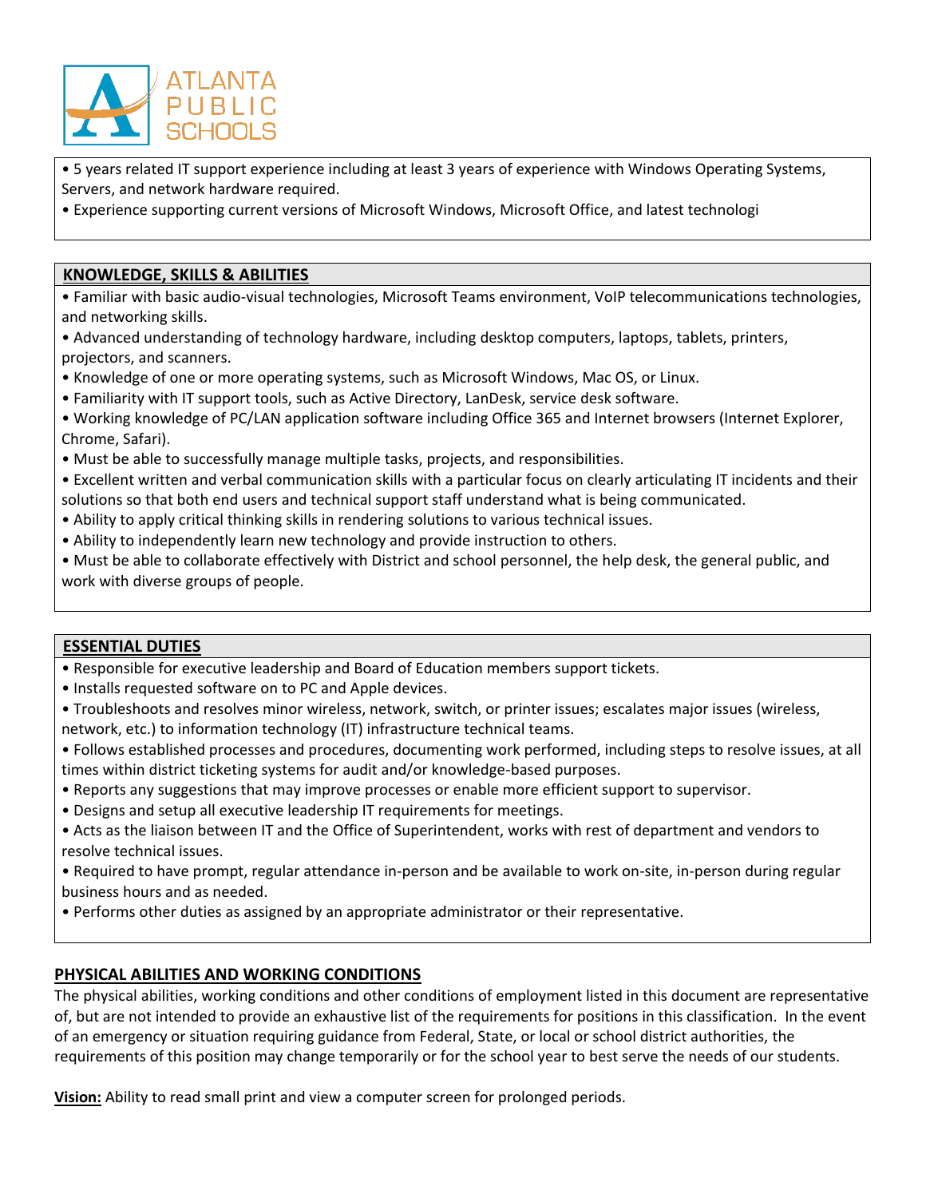- 5 years related IT support experience including at least 3 years of experience with Windows Operating Systems, Servers, and network hardware required.
- Experience supporting current versions of Microsoft Windows, Microsoft Office, and latest technologi

## KNOWLEDGE, SKILLS & ABILITIES

- Familiar with basic audio-visual technologies, Microsoft Teams environment, VoIP telecommunications technologies, and networking skills.
- Advanced understanding of technology hardware, including desktop computers, laptops, tablets, printers, projectors, and scanners.
- Knowledge of one or more operating systems, such as Microsoft Windows, Mac OS, or Linux.
- Familiarity with IT support tools, such as Active Directory, LanDesk, service desk software.
- Working knowledge of PC/LAN application software including Office 365 and Internet browsers (Internet Explorer, Chrome, Safari).
- Must be able to successfully manage multiple tasks, projects, and responsibilities.
- Excellent written and verbal communication skills with a particular focus on clearly articulating IT incidents and their solutions so that both end users and technical support staff understand what is being communicated.
- Ability to apply critical thinking skills in rendering solutions to various technical issues.
- Ability to independently learn new technology and provide instruction to others.
- Must be able to collaborate effectively with District and school personnel, the help desk, the general public, and work with diverse groups of people.

## ESSENTIAL DUTIES

- Responsible for executive leadership and Board of Education members support tickets.
- Installs requested software on to PC and Apple devices.
- Troubleshoots and resolves minor wireless, network, switch, or printer issues; escalates major issues (wireless, network, etc.) to information technology (IT) infrastructure technical teams.
- Follows established processes and procedures, documenting work performed, including steps to resolve issues, at all times within district ticketing systems for audit and/or knowledge-based purposes.
- Reports any suggestions that may improve processes or enable more efficient support to supervisor.
- Designs and setup all executive leadership IT requirements for meetings.
- Acts as the liaison between IT and the Office of Superintendent, works with rest of department and vendors to resolve technical issues.
- Required to have prompt, regular attendance in-person and be available to work on-site, in-person during regular business hours and as needed.
- Performs other duties as assigned by an appropriate administrator or their representative.

## PHYSICAL ABILITIES AND WORKING CONDITIONS

The physical abilities, working conditions and other conditions of employment listed in this document are representative of, but are not intended to provide an exhaustive list of the requirements for positions in this classification. In the event of an emergency or situation requiring guidance from Federal, State, or local or school district authorities, the requirements of this position may change temporarily or for the school year to best serve the needs of our students.

**Vision:** Ability to read small print and view a computer screen for prolonged periods.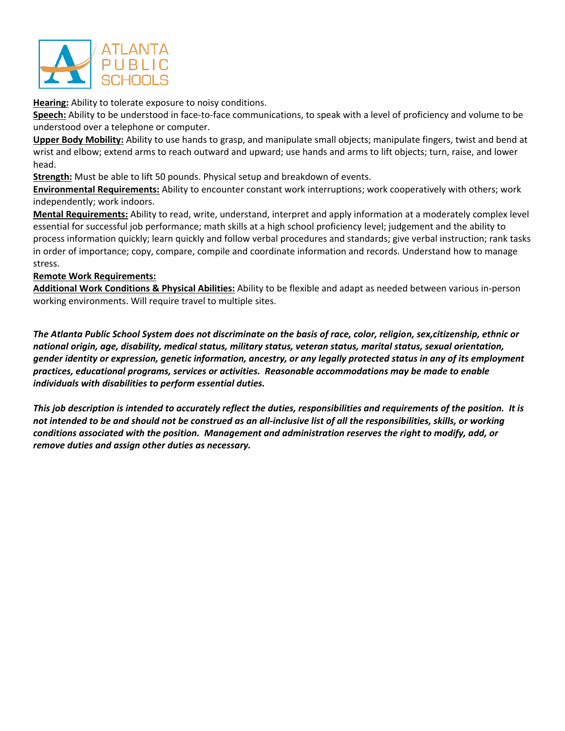**Hearing:** Ability to tolerate exposure to noisy conditions.

**Speech:** Ability to be understood in face-to-face communications, to speak with a level of proficiency and volume to be understood over a telephone or computer.

**Upper Body Mobility:** Ability to use hands to grasp, and manipulate small objects; manipulate fingers, twist and bend at wrist and elbow; extend arms to reach outward and upward; use hands and arms to lift objects; turn, raise, and lower head.

**Strength:** Must be able to lift 50 pounds. Physical setup and breakdown of events.

**Environmental Requirements:** Ability to encounter constant work interruptions; work cooperatively with others; work independently; work indoors.

**Mental Requirements:** Ability to read, write, understand, interpret and apply information at a moderately complex level essential for successful job performance; math skills at a high school proficiency level; judgement and the ability to process information quickly; learn quickly and follow verbal procedures and standards; give verbal instruction; rank tasks in order of importance; copy, compare, compile and coordinate information and records. Understand how to manage stress.

**Remote Work Requirements:**

**Additional Work Conditions & Physical Abilities:** Ability to be flexible and adapt as needed between various in-person working environments. Will require travel to multiple sites.

***The Atlanta Public School System does not discriminate on the basis of race, color, religion, sex,citizenship, ethnic or national origin, age, disability, medical status, military status, veteran status, marital status, sexual orientation, gender identity or expression, genetic information, ancestry, or any legally protected status in any of its employment practices, educational programs, services or activities. Reasonable accommodations may be made to enable individuals with disabilities to perform essential duties.***

***This job description is intended to accurately reflect the duties, responsibilities and requirements of the position. It is not intended to be and should not be construed as an all-inclusive list of all the responsibilities, skills, or working conditions associated with the position. Management and administration reserves the right to modify, add, or remove duties and assign other duties as necessary.***